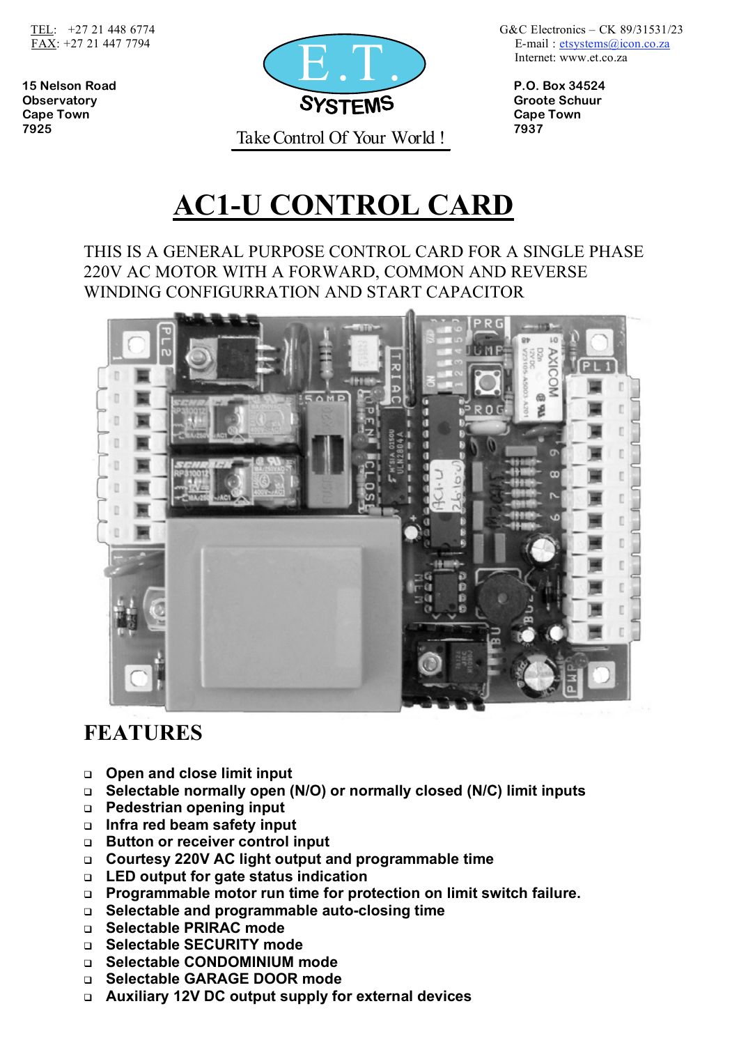TEL: +27 21 448 6774
FAX: +27 21 447 7794

15 Nelson Road
Observatory
Cape Town
7925

E.T. SYSTEMS

Take Control Of Your World !

G&C Electronics – CK 89/31531/23
E-mail : etsystems@icon.co.za
Internet: www.et.co.za

P.O. Box 34524
Groote Schuur
Cape Town
7937

# AC1-U CONTROL CARD

THIS IS A GENERAL PURPOSE CONTROL CARD FOR A SINGLE PHASE 220V AC MOTOR WITH A FORWARD, COMMON AND REVERSE WINDING CONFIGURRATION AND START CAPACITOR

## FEATURES

- **Open and close limit input**
- **Selectable normally open (N/O) or normally closed (N/C) limit inputs**
- **Pedestrian opening input**
- **Infra red beam safety input**
- **Button or receiver control input**
- **Courtesy 220V AC light output and programmable time**
- **LED output for gate status indication**
- **Programmable motor run time for protection on limit switch failure.**
- **Selectable and programmable auto-closing time**
- **Selectable PRIRAC mode**
- **Selectable SECURITY mode**
- **Selectable CONDOMINIUM mode**
- **Selectable GARAGE DOOR mode**
- **Auxiliary 12V DC output supply for external devices**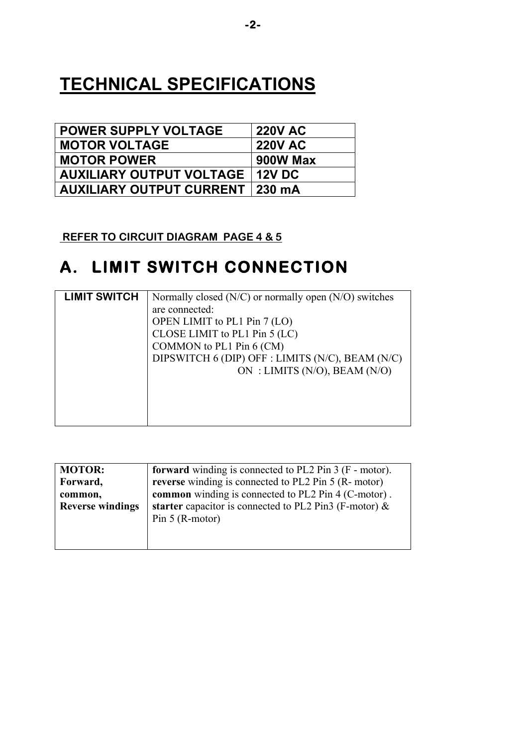# TECHNICAL SPECIFICATIONS

| POWER SUPPLY VOLTAGE | 220V AC |
|---|---|
| MOTOR VOLTAGE | 220V AC |
| MOTOR POWER | 900W Max |
| AUXILIARY OUTPUT VOLTAGE | 12V DC |
| AUXILIARY OUTPUT CURRENT | 230 mA |

**REFER TO CIRCUIT DIAGRAM PAGE 4 & 5**

## A. LIMIT SWITCH CONNECTION

| LIMIT SWITCH | Normally closed (N/C) or normally open (N/O) switches are connected:<br>OPEN LIMIT to PL1 Pin 7 (LO)<br>CLOSE LIMIT to PL1 Pin 5 (LC)<br>COMMON to PL1 Pin 6 (CM)<br>DIPSWITCH 6 (DIP) OFF : LIMITS (N/C), BEAM (N/C)<br>ON : LIMITS (N/O), BEAM (N/O) |
|---|---|

| **MOTOR:**<br>**Forward,**<br>**common,**<br>**Reverse windings** | **forward** winding is connected to PL2 Pin 3 (F - motor).<br>**reverse** winding is connected to PL2 Pin 5 (R- motor)<br>**common** winding is connected to PL2 Pin 4 (C-motor) .<br>**starter** capacitor is connected to PL2 Pin3 (F-motor) & Pin 5 (R-motor) |
|---|---|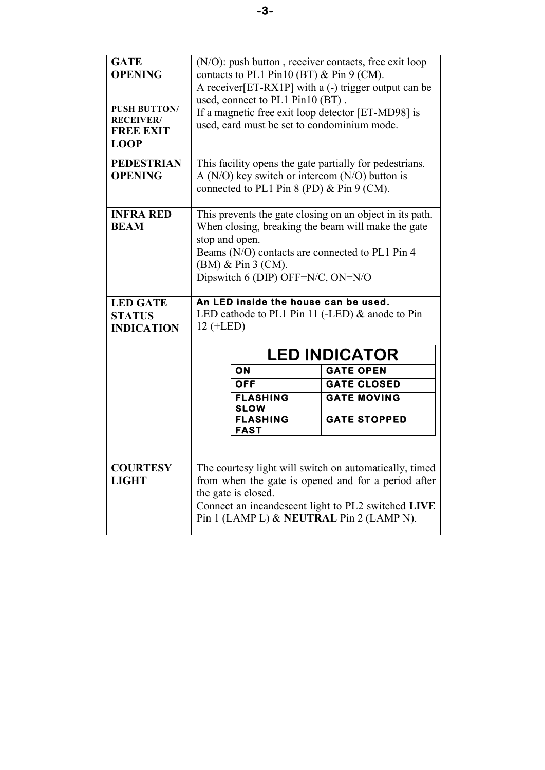| | |
|---|---|
| **GATE OPENING**<br><br>**PUSH BUTTON/ RECEIVER/ FREE EXIT LOOP** | (N/O): push button , receiver contacts, free exit loop contacts to PL1 Pin10 (BT) & Pin 9 (CM).<br>A receiver[ET-RX1P] with a (-) trigger output can be used, connect to PL1 Pin10 (BT) .<br>If a magnetic free exit loop detector [ET-MD98] is used, card must be set to condominium mode. |
| **PEDESTRIAN OPENING** | This facility opens the gate partially for pedestrians.<br>A (N/O) key switch or intercom (N/O) button is connected to PL1 Pin 8 (PD) & Pin 9 (CM). |
| **INFRA RED BEAM** | This prevents the gate closing on an object in its path. When closing, breaking the beam will make the gate stop and open.<br>Beams (N/O) contacts are connected to PL1 Pin 4 (BM) & Pin 3 (CM).<br>Dipswitch 6 (DIP) OFF=N/C, ON=N/O |
| **LED GATE STATUS INDICATION** | **An LED inside the house can be used.**<br>LED cathode to PL1 Pin 11 (-LED) & anode to Pin 12 (+LED) |
| **COURTESY LIGHT** | The courtesy light will switch on automatically, timed from when the gate is opened and for a period after the gate is closed.<br>Connect an incandescent light to PL2 switched **LIVE** Pin 1 (LAMP L) & **NEUTRAL** Pin 2 (LAMP N). |

| **LED INDICATOR** | |
|---|---|
| **ON** | **GATE OPEN** |
| **OFF** | **GATE CLOSED** |
| **FLASHING SLOW** | **GATE MOVING** |
| **FLASHING FAST** | **GATE STOPPED** |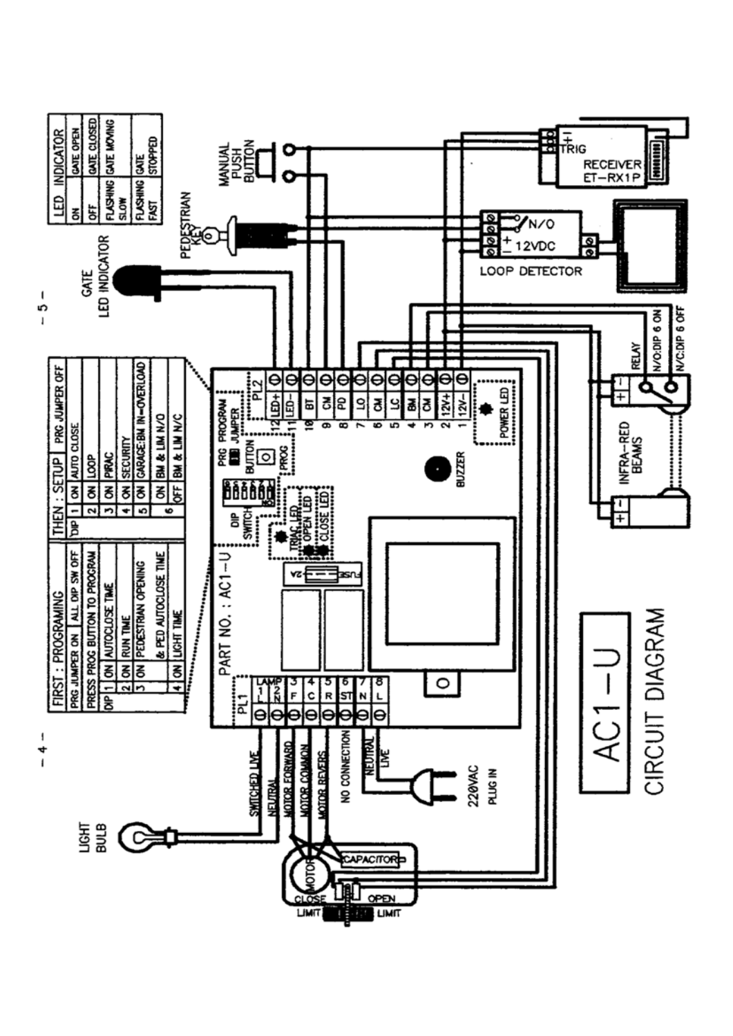# AC1–U

## CIRCUIT DIAGRAM

PART NO. : AC1–U

| FIRST : PROGRAMING | | | |
|---|---|---|---|
| PRG JUMPER ON | | | ALL DIP SW OFF |
| PRESS PROG BUTTON TO PROGRAM | | | |
| DIP | 1 | ON | AUTOCLOSE TIME |
| | 2 | ON | RUN TIME |
| | 3 | ON | PEDESTRIAN OPENING & PED AUTOCLOSE TIME |
| | 4 | ON | LIGHT TIME |

| THEN : SETUP | | | PRG JUMPER OFF |
|---|---|---|---|
| DIP | 1 | ON | AUTO CLOSE |
| | 2 | ON | LOOP |
| | 3 | ON | PIRAC |
| | 4 | ON | SECURITY |
| | 5 | ON | GARAGE:BM IN–OVERLOAD |
| | 6 | ON | BM & LIM N/O |
| | | OFF | BM & LIM N/C |

| LED | INDICATOR | |
|---|---|---|
| ON | GATE OPEN | |
| OFF | GATE CLOSED | |
| FLASHING SLOW | GATE MOVING | |
| FLASHING FAST | GATE STOPPED | |

PL1: LAMP 1 L, 2 N; 3 F; 4 C; 5 R; 6 ST; 7 N; 8 L

PL2: 12 LED+; 11 LED–; 10 BT; 9 CM; 8 PD; 7 LO; 6 CM; 5 LC; 4 BM; 3 CM; 2 12V+; 1 12V–

LIGHT BULB – SWITCHED LIVE, NEUTRAL

MOTOR FORWARD, MOTOR COMMON, MOTOR REVERS, NO CONNECTION, NEUTRAL, LIVE

220VAC PLUG IN

MOTOR, CAPACITOR, CLOSE LIMIT, OPEN LIMIT

PRG PROGRAM JUMPER, PROG BUTTON, DIP SWITCH, TRIAC LED, OPEN LED, CLOSE LED, FUSE 2A, BUZZER, POWER LED

GATE LED INDICATOR, PEDESTRIAN KEY, MANUAL PUSH BUTTON

RECEIVER ET–RX1P (+, –, TRIG)

LOOP DETECTOR (N/O, +, – 12VDC)

INFRA–RED BEAMS, RELAY, N/O:DIP 6 ON, N/C:DIP 6 OFF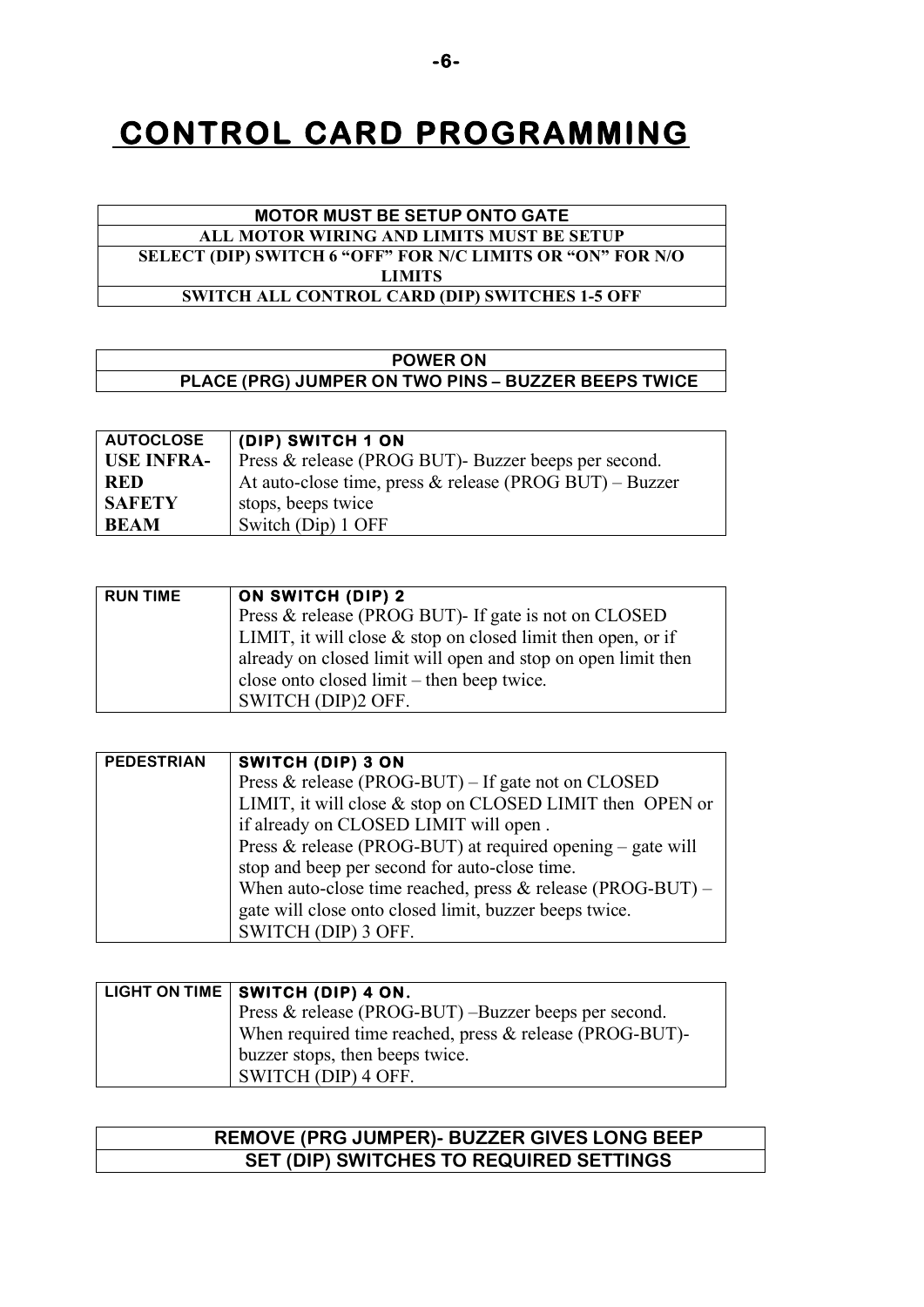# CONTROL CARD PROGRAMMING

| MOTOR MUST BE SETUP ONTO GATE |
|---|
| ALL MOTOR WIRING AND LIMITS MUST BE SETUP |
| SELECT (DIP) SWITCH 6 "OFF" FOR N/C LIMITS OR "ON" FOR N/O LIMITS |
| SWITCH ALL CONTROL CARD (DIP) SWITCHES 1-5 OFF |

| POWER ON |
|---|
| PLACE (PRG) JUMPER ON TWO PINS – BUZZER BEEPS TWICE |

| AUTOCLOSE<br>USE INFRA-RED SAFETY BEAM | **(DIP) SWITCH 1 ON**<br>Press & release (PROG BUT)- Buzzer beeps per second.<br>At auto-close time, press & release (PROG BUT) – Buzzer stops, beeps twice<br>Switch (Dip) 1 OFF |
|---|---|

| RUN TIME | **ON SWITCH (DIP) 2**<br>Press & release (PROG BUT)- If gate is not on CLOSED LIMIT, it will close & stop on closed limit then open, or if already on closed limit will open and stop on open limit then close onto closed limit – then beep twice.<br>SWITCH (DIP)2 OFF. |
|---|---|

| PEDESTRIAN | **SWITCH (DIP) 3 ON**<br>Press & release (PROG-BUT) – If gate not on CLOSED LIMIT, it will close & stop on CLOSED LIMIT then OPEN or if already on CLOSED LIMIT will open .<br>Press & release (PROG-BUT) at required opening – gate will stop and beep per second for auto-close time.<br>When auto-close time reached, press & release (PROG-BUT) – gate will close onto closed limit, buzzer beeps twice.<br>SWITCH (DIP) 3 OFF. |
|---|---|

| LIGHT ON TIME | **SWITCH (DIP) 4 ON.**<br>Press & release (PROG-BUT) –Buzzer beeps per second.<br>When required time reached, press & release (PROG-BUT)- buzzer stops, then beeps twice.<br>SWITCH (DIP) 4 OFF. |
|---|---|

| REMOVE (PRG JUMPER)- BUZZER GIVES LONG BEEP |
|---|
| SET (DIP) SWITCHES TO REQUIRED SETTINGS |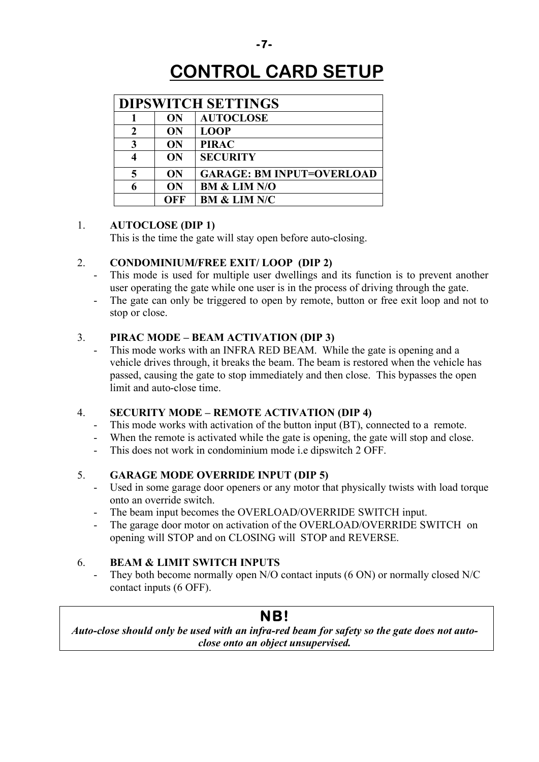# CONTROL CARD SETUP

| DIPSWITCH SETTINGS | | |
|---|---|---|
| 1 | ON | AUTOCLOSE |
| 2 | ON | LOOP |
| 3 | ON | PIRAC |
| 4 | ON | SECURITY |
| 5 | ON | GARAGE: BM INPUT=OVERLOAD |
| 6 | ON | BM & LIM N/O |
| | OFF | BM & LIM N/C |

1. **AUTOCLOSE (DIP 1)**
   This is the time the gate will stay open before auto-closing.

2. **CONDOMINIUM/FREE EXIT/ LOOP (DIP 2)**
   - This mode is used for multiple user dwellings and its function is to prevent another user operating the gate while one user is in the process of driving through the gate.
   - The gate can only be triggered to open by remote, button or free exit loop and not to stop or close.

3. **PIRAC MODE – BEAM ACTIVATION (DIP 3)**
   - This mode works with an INFRA RED BEAM. While the gate is opening and a vehicle drives through, it breaks the beam. The beam is restored when the vehicle has passed, causing the gate to stop immediately and then close. This bypasses the open limit and auto-close time.

4. **SECURITY MODE – REMOTE ACTIVATION (DIP 4)**
   - This mode works with activation of the button input (BT), connected to a remote.
   - When the remote is activated while the gate is opening, the gate will stop and close.
   - This does not work in condominium mode i.e dipswitch 2 OFF.

5. **GARAGE MODE OVERRIDE INPUT (DIP 5)**
   - Used in some garage door openers or any motor that physically twists with load torque onto an override switch.
   - The beam input becomes the OVERLOAD/OVERRIDE SWITCH input.
   - The garage door motor on activation of the OVERLOAD/OVERRIDE SWITCH on opening will STOP and on CLOSING will STOP and REVERSE.

6. **BEAM & LIMIT SWITCH INPUTS**
   - They both become normally open N/O contact inputs (6 ON) or normally closed N/C contact inputs (6 OFF).

**NB!**

***Auto-close should only be used with an infra-red beam for safety so the gate does not auto-close onto an object unsupervised.***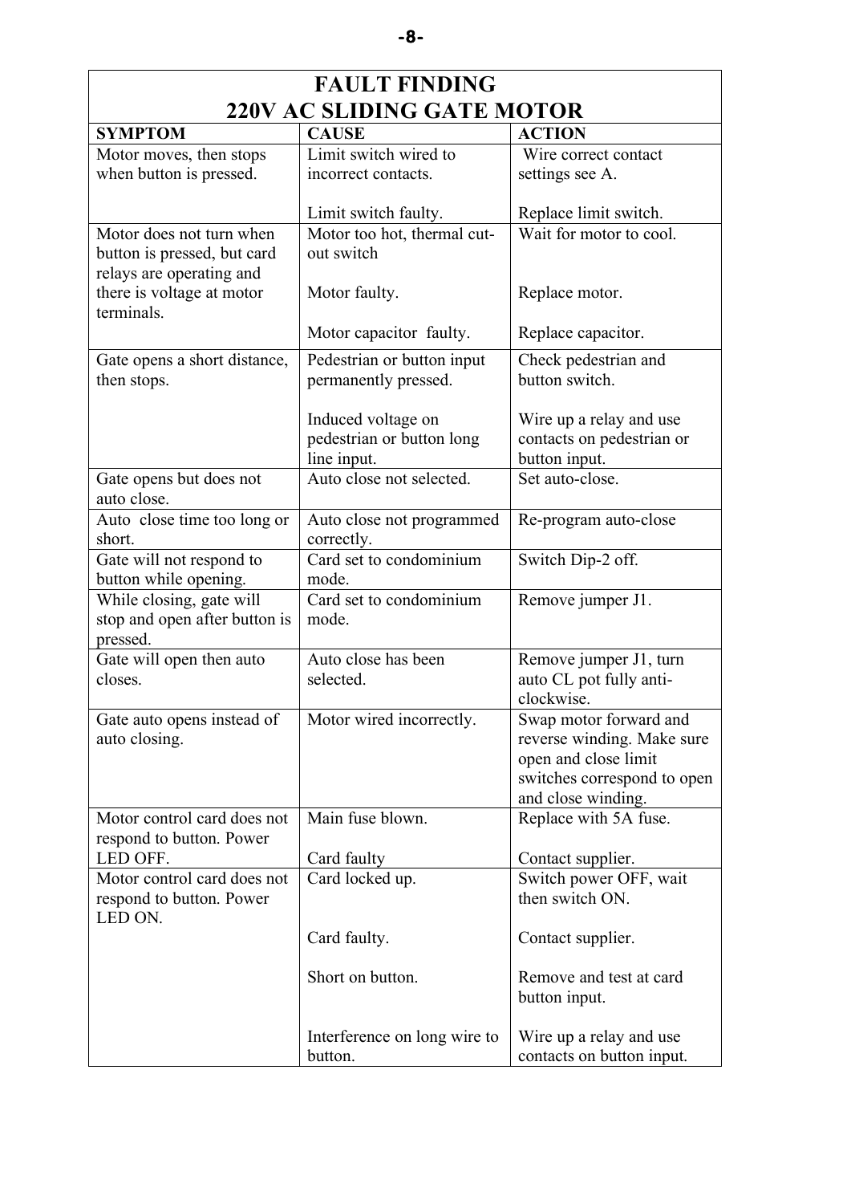# FAULT FINDING
## 220V AC SLIDING GATE MOTOR

| SYMPTOM | CAUSE | ACTION |
|---|---|---|
| Motor moves, then stops when button is pressed. | Limit switch wired to incorrect contacts.<br><br>Limit switch faulty. | Wire correct contact settings see A.<br><br>Replace limit switch. |
| Motor does not turn when button is pressed, but card relays are operating and there is voltage at motor terminals. | Motor too hot, thermal cut-out switch<br><br>Motor faulty.<br><br>Motor capacitor faulty. | Wait for motor to cool.<br><br>Replace motor.<br><br>Replace capacitor. |
| Gate opens a short distance, then stops. | Pedestrian or button input permanently pressed.<br><br>Induced voltage on pedestrian or button long line input. | Check pedestrian and button switch.<br><br>Wire up a relay and use contacts on pedestrian or button input. |
| Gate opens but does not auto close. | Auto close not selected. | Set auto-close. |
| Auto close time too long or short. | Auto close not programmed correctly. | Re-program auto-close |
| Gate will not respond to button while opening. | Card set to condominium mode. | Switch Dip-2 off. |
| While closing, gate will stop and open after button is pressed. | Card set to condominium mode. | Remove jumper J1. |
| Gate will open then auto closes. | Auto close has been selected. | Remove jumper J1, turn auto CL pot fully anti-clockwise. |
| Gate auto opens instead of auto closing. | Motor wired incorrectly. | Swap motor forward and reverse winding. Make sure open and close limit switches correspond to open and close winding. |
| Motor control card does not respond to button. Power LED OFF. | Main fuse blown.<br><br>Card faulty | Replace with 5A fuse.<br><br>Contact supplier. |
| Motor control card does not respond to button. Power LED ON. | Card locked up.<br><br>Card faulty.<br><br>Short on button.<br><br>Interference on long wire to button. | Switch power OFF, wait then switch ON.<br><br>Contact supplier.<br><br>Remove and test at card button input.<br><br>Wire up a relay and use contacts on button input. |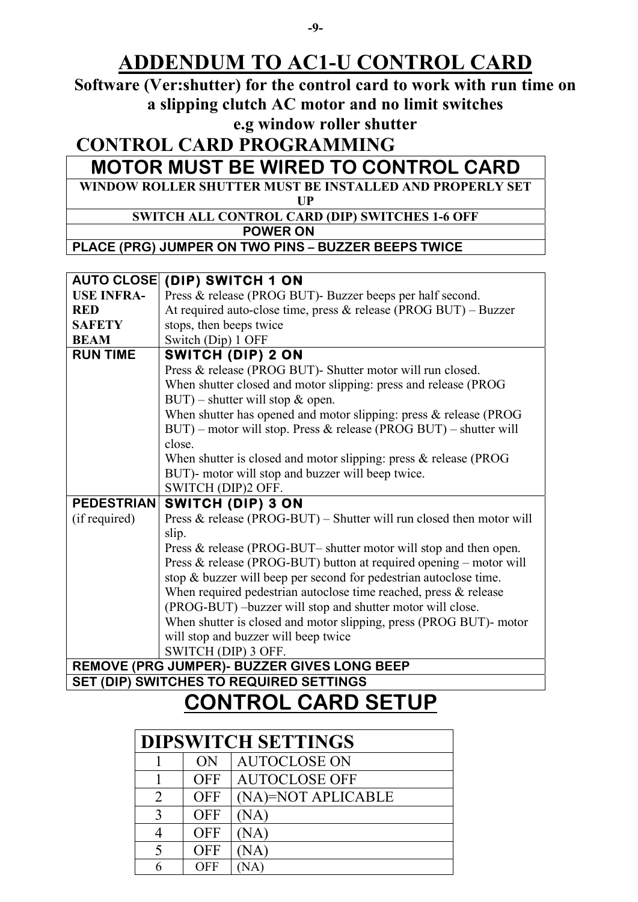# ADDENDUM TO AC1-U CONTROL CARD

**Software (Ver:shutter) for the control card to work with run time on a slipping clutch AC motor and no limit switches**

**e.g window roller shutter**

## CONTROL CARD PROGRAMMING

| |
|---|
| **MOTOR MUST BE WIRED TO CONTROL CARD** |
| **WINDOW ROLLER SHUTTER MUST BE INSTALLED AND PROPERLY SET UP** |
| **SWITCH ALL CONTROL CARD (DIP) SWITCHES 1-6 OFF** |
| **POWER ON** |
| **PLACE (PRG) JUMPER ON TWO PINS – BUZZER BEEPS TWICE** |

| | |
|---|---|
| **AUTO CLOSE** **USE INFRA-RED SAFETY BEAM** | **(DIP) SWITCH 1 ON**<br>Press & release (PROG BUT)- Buzzer beeps per half second.<br>At required auto-close time, press & release (PROG BUT) – Buzzer stops, then beeps twice<br>Switch (Dip) 1 OFF |
| **RUN TIME** | **SWITCH (DIP) 2 ON**<br>Press & release (PROG BUT)- Shutter motor will run closed.<br>When shutter closed and motor slipping: press and release (PROG BUT) – shutter will stop & open.<br>When shutter has opened and motor slipping: press & release (PROG BUT) – motor will stop. Press & release (PROG BUT) – shutter will close.<br>When shutter is closed and motor slipping: press & release (PROG BUT)- motor will stop and buzzer will beep twice.<br>SWITCH (DIP)2 OFF. |
| **PEDESTRIAN** (if required) | **SWITCH (DIP) 3 ON**<br>Press & release (PROG-BUT) – Shutter will run closed then motor will slip.<br>Press & release (PROG-BUT– shutter motor will stop and then open.<br>Press & release (PROG-BUT) button at required opening – motor will stop & buzzer will beep per second for pedestrian autoclose time.<br>When required pedestrian autoclose time reached, press & release (PROG-BUT) –buzzer will stop and shutter motor will close.<br>When shutter is closed and motor slipping, press (PROG BUT)- motor will stop and buzzer will beep twice<br>SWITCH (DIP) 3 OFF. |
| **REMOVE (PRG JUMPER)- BUZZER GIVES LONG BEEP** | |
| **SET (DIP) SWITCHES TO REQUIRED SETTINGS** | |

## CONTROL CARD SETUP

| DIPSWITCH SETTINGS | | |
|---|---|---|
| 1 | ON | AUTOCLOSE ON |
| 1 | OFF | AUTOCLOSE OFF |
| 2 | OFF | (NA)=NOT APLICABLE |
| 3 | OFF | (NA) |
| 4 | OFF | (NA) |
| 5 | OFF | (NA) |
| 6 | OFF | (NA) |